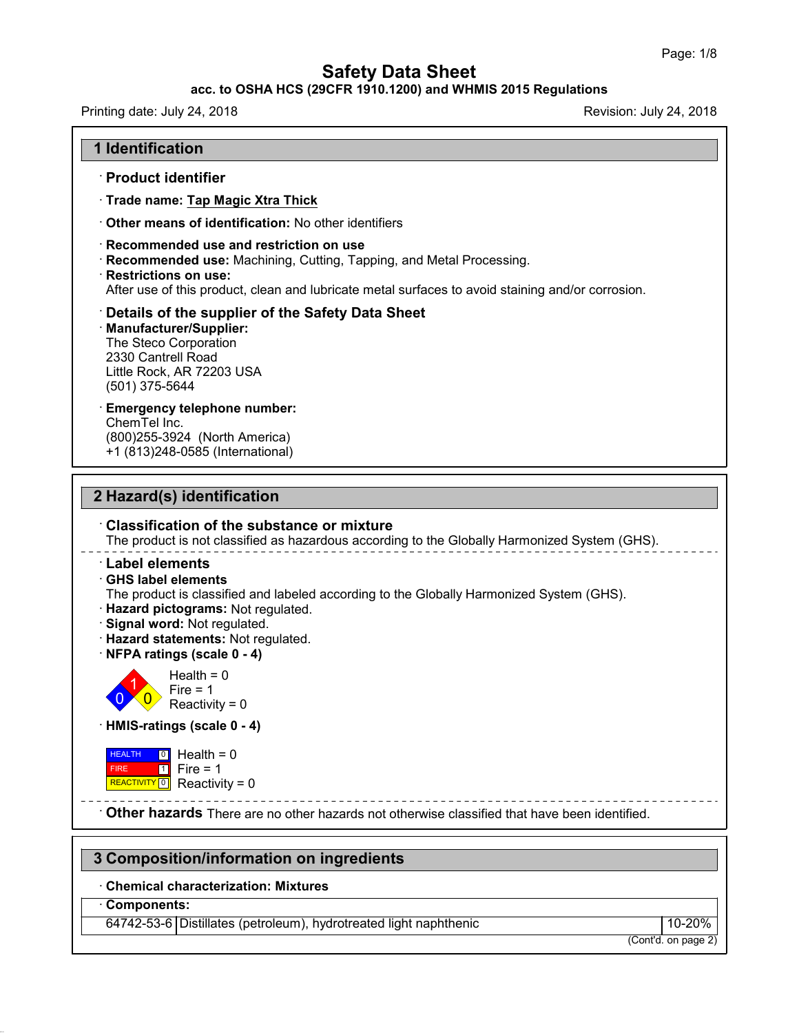# Safety Data Sheet

**acc. to OSHA HCS (29CFR 1910.1200) and WHMIS 2015 Regulations**

Printing date: July 24, 2018 Revision: July 24, 2018

## 1 Identification

· **Product identifier**

· **Trade name: Tap Magic Xtra Thick**

· **Other means of identification:** No other identifiers

· **Recommended use and restriction on use**

· **Recommended use:** Machining, Cutting, Tapping, and Metal Processing.

· **Restrictions on use:**
After use of this product, clean and lubricate metal surfaces to avoid staining and/or corrosion.

· **Details of the supplier of the Safety Data Sheet**

· **Manufacturer/Supplier:**
The Steco Corporation
2330 Cantrell Road
Little Rock, AR 72203 USA
(501) 375-5644

· **Emergency telephone number:**
ChemTel Inc.
(800)255-3924 (North America)
+1 (813)248-0585 (International)

## 2 Hazard(s) identification

· **Classification of the substance or mixture**
The product is not classified as hazardous according to the Globally Harmonized System (GHS).

· **Label elements**

· **GHS label elements**
The product is classified and labeled according to the Globally Harmonized System (GHS).

· **Hazard pictograms:** Not regulated.

· **Signal word:** Not regulated.

· **Hazard statements:** Not regulated.

· **NFPA ratings (scale 0 - 4)**

Health = 0
Fire = 1
Reactivity = 0

· **HMIS-ratings (scale 0 - 4)**

| | | |
|---|---|---|
| HEALTH | 0 | Health = 0 |
| FIRE | 1 | Fire = 1 |
| REACTIVITY | 0 | Reactivity = 0 |

· **Other hazards** There are no other hazards not otherwise classified that have been identified.

## 3 Composition/information on ingredients

· **Chemical characterization: Mixtures**

· **Components:**

| | | |
|---|---|---|
| 64742-53-6 | Distillates (petroleum), hydrotreated light naphthenic | 10-20% |

(Cont'd. on page 2)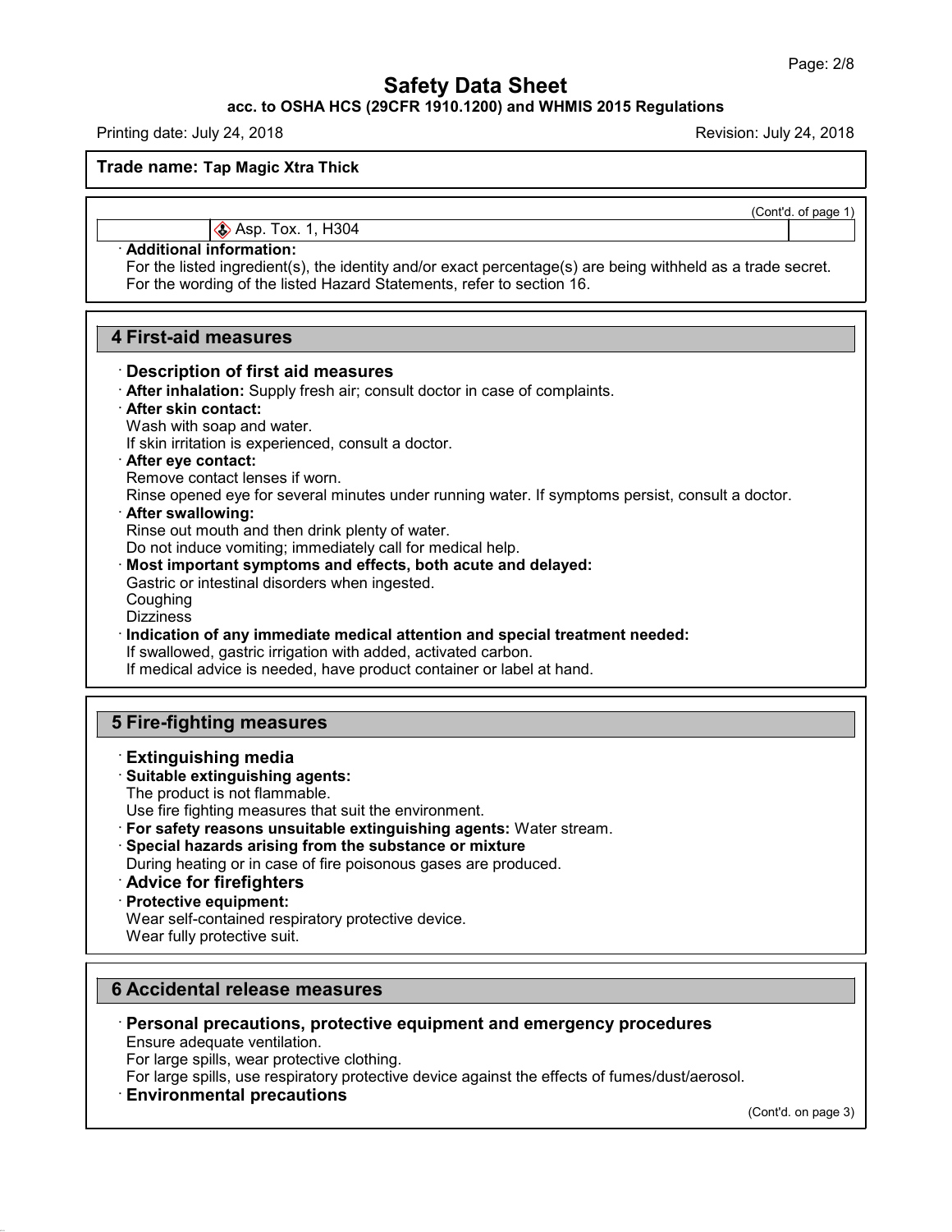Trade name: **Tap Magic Xtra Thick**

(Cont'd. of page 1)

| | Asp. Tox. 1, H304 | |
|---|---|---|

· **Additional information:**
For the listed ingredient(s), the identity and/or exact percentage(s) are being withheld as a trade secret.
For the wording of the listed Hazard Statements, refer to section 16.

## 4 First-aid measures

· **Description of first aid measures**
· **After inhalation:** Supply fresh air; consult doctor in case of complaints.
· **After skin contact:**
Wash with soap and water.
If skin irritation is experienced, consult a doctor.
· **After eye contact:**
Remove contact lenses if worn.
Rinse opened eye for several minutes under running water. If symptoms persist, consult a doctor.
· **After swallowing:**
Rinse out mouth and then drink plenty of water.
Do not induce vomiting; immediately call for medical help.
· **Most important symptoms and effects, both acute and delayed:**
Gastric or intestinal disorders when ingested.
Coughing
Dizziness
· **Indication of any immediate medical attention and special treatment needed:**
If swallowed, gastric irrigation with added, activated carbon.
If medical advice is needed, have product container or label at hand.

## 5 Fire-fighting measures

· **Extinguishing media**
· **Suitable extinguishing agents:**
The product is not flammable.
Use fire fighting measures that suit the environment.
· **For safety reasons unsuitable extinguishing agents:** Water stream.
· **Special hazards arising from the substance or mixture**
During heating or in case of fire poisonous gases are produced.
· **Advice for firefighters**
· **Protective equipment:**
Wear self-contained respiratory protective device.
Wear fully protective suit.

## 6 Accidental release measures

· **Personal precautions, protective equipment and emergency procedures**
Ensure adequate ventilation.
For large spills, wear protective clothing.
For large spills, use respiratory protective device against the effects of fumes/dust/aerosol.
· **Environmental precautions**

(Cont'd. on page 3)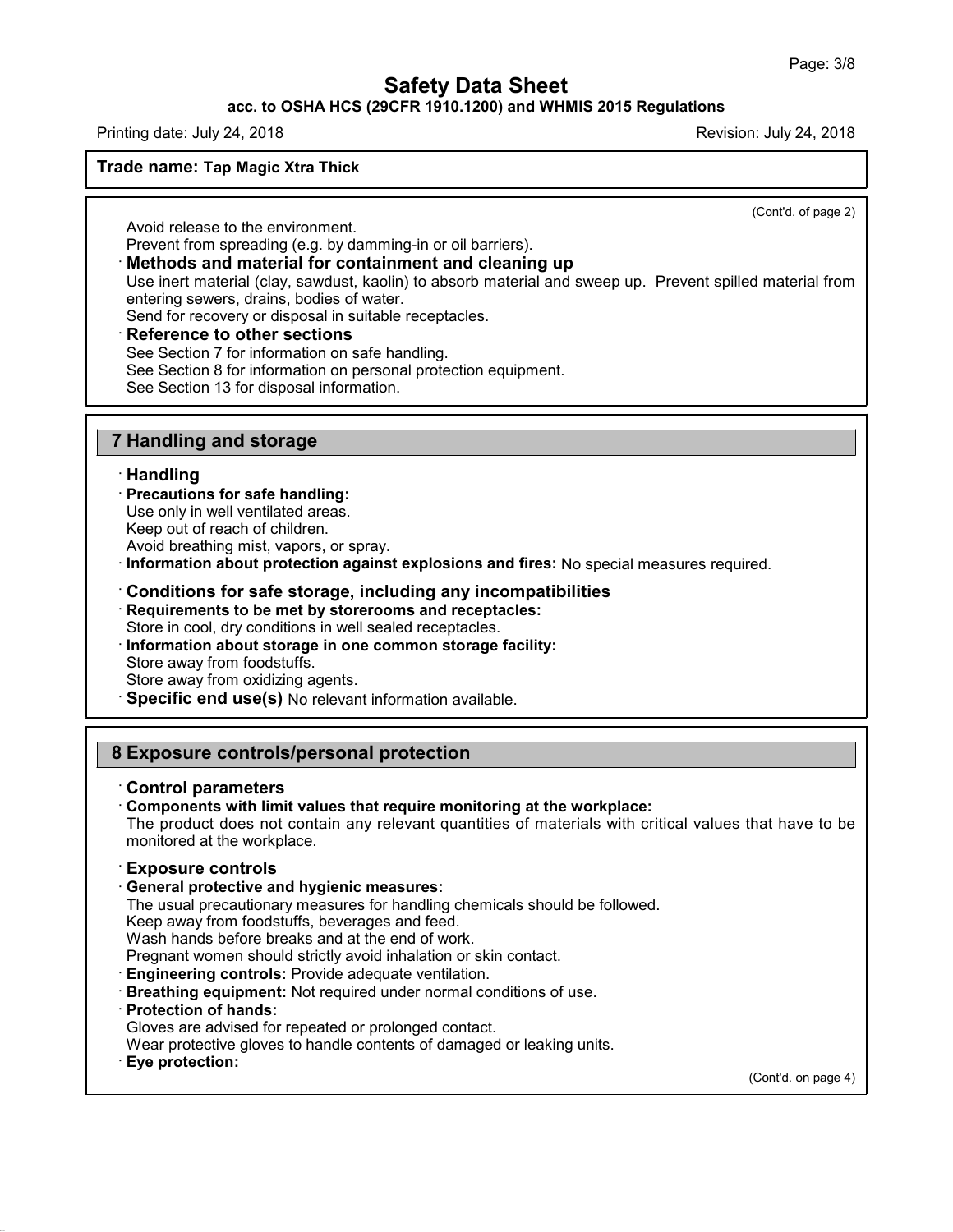**Trade name: Tap Magic Xtra Thick**

(Cont'd. of page 2)

Avoid release to the environment.
Prevent from spreading (e.g. by damming-in or oil barriers).

· **Methods and material for containment and cleaning up**
Use inert material (clay, sawdust, kaolin) to absorb material and sweep up. Prevent spilled material from entering sewers, drains, bodies of water.
Send for recovery or disposal in suitable receptacles.

· **Reference to other sections**
See Section 7 for information on safe handling.
See Section 8 for information on personal protection equipment.
See Section 13 for disposal information.

## 7 Handling and storage

· **Handling**

· **Precautions for safe handling:**
Use only in well ventilated areas.
Keep out of reach of children.
Avoid breathing mist, vapors, or spray.

· **Information about protection against explosions and fires:** No special measures required.

· **Conditions for safe storage, including any incompatibilities**

· **Requirements to be met by storerooms and receptacles:**
Store in cool, dry conditions in well sealed receptacles.

· **Information about storage in one common storage facility:**
Store away from foodstuffs.
Store away from oxidizing agents.

· **Specific end use(s)** No relevant information available.

## 8 Exposure controls/personal protection

· **Control parameters**

· **Components with limit values that require monitoring at the workplace:**
The product does not contain any relevant quantities of materials with critical values that have to be monitored at the workplace.

· **Exposure controls**

· **General protective and hygienic measures:**
The usual precautionary measures for handling chemicals should be followed.
Keep away from foodstuffs, beverages and feed.
Wash hands before breaks and at the end of work.
Pregnant women should strictly avoid inhalation or skin contact.

· **Engineering controls:** Provide adequate ventilation.

· **Breathing equipment:** Not required under normal conditions of use.

· **Protection of hands:**
Gloves are advised for repeated or prolonged contact.
Wear protective gloves to handle contents of damaged or leaking units.

· **Eye protection:**

(Cont'd. on page 4)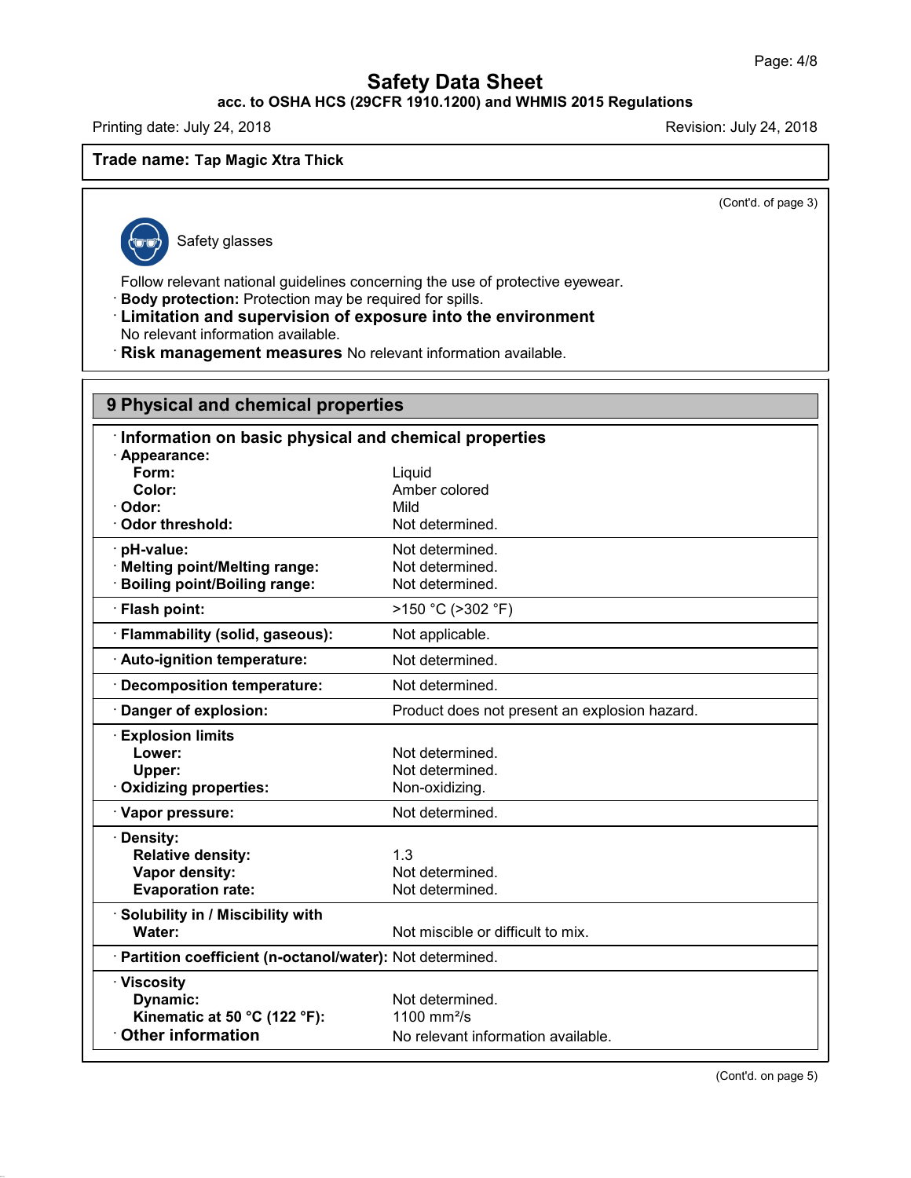**Trade name: Tap Magic Xtra Thick**

(Cont'd. of page 3)

Safety glasses

Follow relevant national guidelines concerning the use of protective eyewear.

· **Body protection:** Protection may be required for spills.

· **Limitation and supervision of exposure into the environment**
No relevant information available.

· **Risk management measures** No relevant information available.

## 9 Physical and chemical properties

| · **Information on basic physical and chemical properties** | |
|---|---|
| · **Appearance:** | |
| **Form:** | Liquid |
| **Color:** | Amber colored |
| · **Odor:** | Mild |
| · **Odor threshold:** | Not determined. |
| · **pH-value:** | Not determined. |
| · **Melting point/Melting range:** | Not determined. |
| · **Boiling point/Boiling range:** | Not determined. |
| · **Flash point:** | >150 °C (>302 °F) |
| · **Flammability (solid, gaseous):** | Not applicable. |
| · **Auto-ignition temperature:** | Not determined. |
| · **Decomposition temperature:** | Not determined. |
| · **Danger of explosion:** | Product does not present an explosion hazard. |
| · **Explosion limits** | |
| **Lower:** | Not determined. |
| **Upper:** | Not determined. |
| · **Oxidizing properties:** | Non-oxidizing. |
| · **Vapor pressure:** | Not determined. |
| · **Density:** | |
| **Relative density:** | 1.3 |
| **Vapor density:** | Not determined. |
| **Evaporation rate:** | Not determined. |
| · **Solubility in / Miscibility with** | |
| **Water:** | Not miscible or difficult to mix. |
| · **Partition coefficient (n-octanol/water):** | Not determined. |
| · **Viscosity** | |
| **Dynamic:** | Not determined. |
| **Kinematic at 50 °C (122 °F):** | 1100 $mm^2/s$ |
| · **Other information** | No relevant information available. |

(Cont'd. on page 5)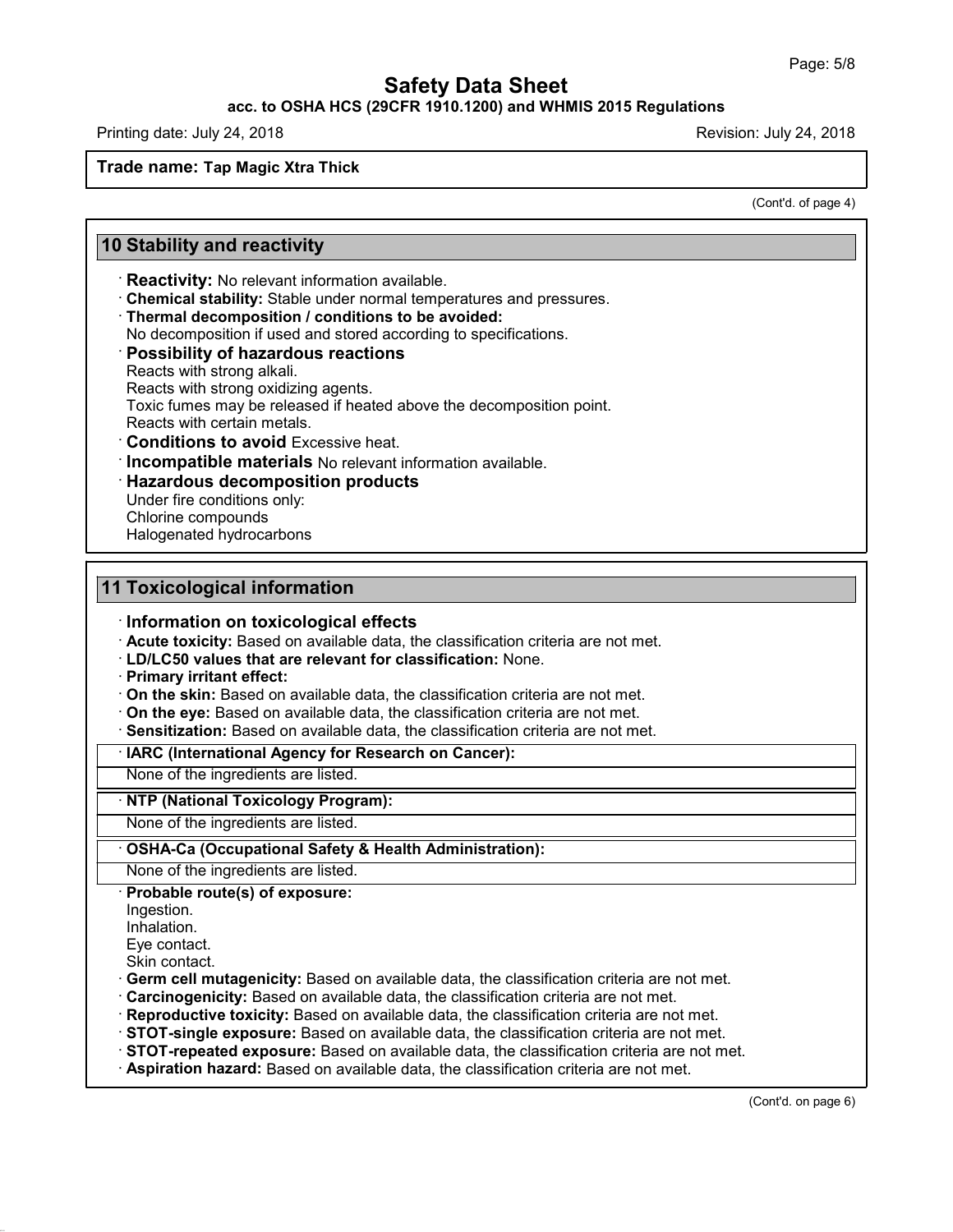**Safety Data Sheet**

**acc. to OSHA HCS (29CFR 1910.1200) and WHMIS 2015 Regulations**

Printing date: July 24, 2018 Revision: July 24, 2018

**Trade name: Tap Magic Xtra Thick**

(Cont'd. of page 4)

## 10 Stability and reactivity

- **Reactivity:** No relevant information available.
- **Chemical stability:** Stable under normal temperatures and pressures.
- **Thermal decomposition / conditions to be avoided:**
  No decomposition if used and stored according to specifications.
- **Possibility of hazardous reactions**
  Reacts with strong alkali.
  Reacts with strong oxidizing agents.
  Toxic fumes may be released if heated above the decomposition point.
  Reacts with certain metals.
- **Conditions to avoid** Excessive heat.
- **Incompatible materials** No relevant information available.
- **Hazardous decomposition products**
  Under fire conditions only:
  Chlorine compounds
  Halogenated hydrocarbons

## 11 Toxicological information

- **Information on toxicological effects**
- **Acute toxicity:** Based on available data, the classification criteria are not met.
- **LD/LC50 values that are relevant for classification:** None.
- **Primary irritant effect:**
- **On the skin:** Based on available data, the classification criteria are not met.
- **On the eye:** Based on available data, the classification criteria are not met.
- **Sensitization:** Based on available data, the classification criteria are not met.

| · IARC (International Agency for Research on Cancer): |
|---|
| None of the ingredients are listed. |

| · NTP (National Toxicology Program): |
|---|
| None of the ingredients are listed. |

| · OSHA-Ca (Occupational Safety & Health Administration): |
|---|
| None of the ingredients are listed. |

- **Probable route(s) of exposure:**
  Ingestion.
  Inhalation.
  Eye contact.
  Skin contact.
- **Germ cell mutagenicity:** Based on available data, the classification criteria are not met.
- **Carcinogenicity:** Based on available data, the classification criteria are not met.
- **Reproductive toxicity:** Based on available data, the classification criteria are not met.
- **STOT-single exposure:** Based on available data, the classification criteria are not met.
- **STOT-repeated exposure:** Based on available data, the classification criteria are not met.
- **Aspiration hazard:** Based on available data, the classification criteria are not met.

(Cont'd. on page 6)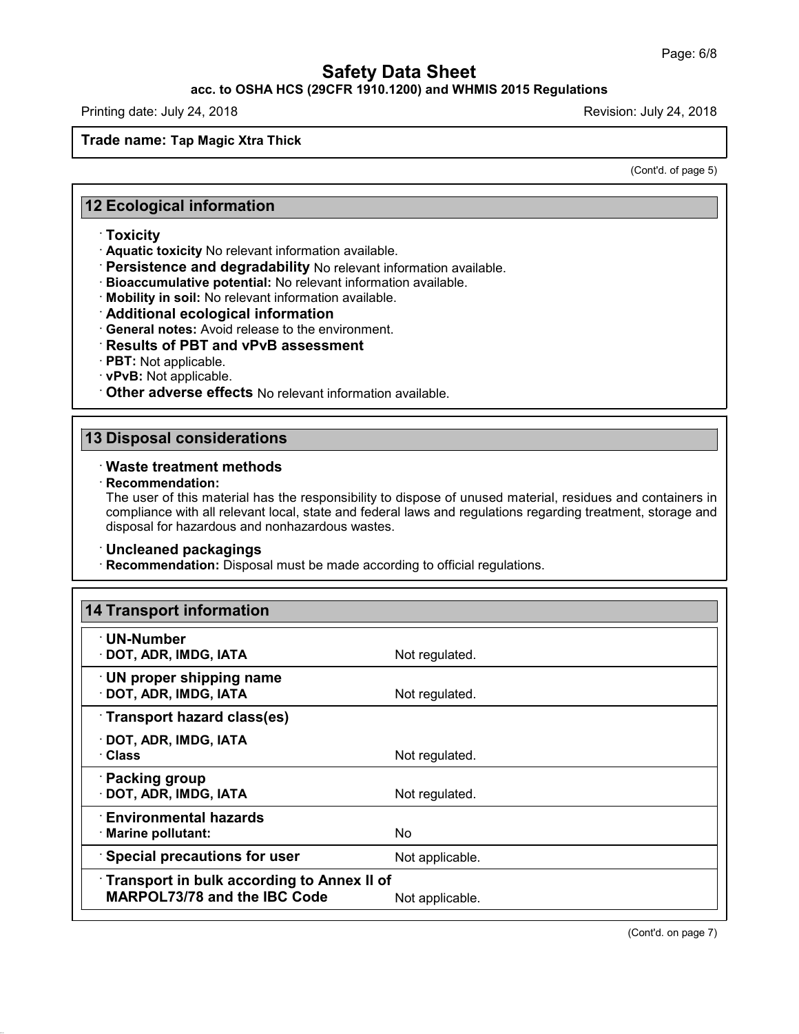Trade name: **Tap Magic Xtra Thick**

(Cont'd. of page 5)

## 12 Ecological information

- **Toxicity**
- **Aquatic toxicity** No relevant information available.
- **Persistence and degradability** No relevant information available.
- **Bioaccumulative potential:** No relevant information available.
- **Mobility in soil:** No relevant information available.
- **Additional ecological information**
- **General notes:** Avoid release to the environment.
- **Results of PBT and vPvB assessment**
- **PBT:** Not applicable.
- **vPvB:** Not applicable.
- **Other adverse effects** No relevant information available.

## 13 Disposal considerations

- **Waste treatment methods**
- **Recommendation:**
  The user of this material has the responsibility to dispose of unused material, residues and containers in compliance with all relevant local, state and federal laws and regulations regarding treatment, storage and disposal for hazardous and nonhazardous wastes.

- **Uncleaned packagings**
- **Recommendation:** Disposal must be made according to official regulations.

## 14 Transport information

| | |
|---|---|
| **UN-Number** | |
| **DOT, ADR, IMDG, IATA** | Not regulated. |
| **UN proper shipping name** | |
| **DOT, ADR, IMDG, IATA** | Not regulated. |
| **Transport hazard class(es)** | |
| **DOT, ADR, IMDG, IATA** | |
| **Class** | Not regulated. |
| **Packing group** | |
| **DOT, ADR, IMDG, IATA** | Not regulated. |
| **Environmental hazards** | |
| **Marine pollutant:** | No |
| **Special precautions for user** | Not applicable. |
| **Transport in bulk according to Annex II of MARPOL73/78 and the IBC Code** | Not applicable. |

(Cont'd. on page 7)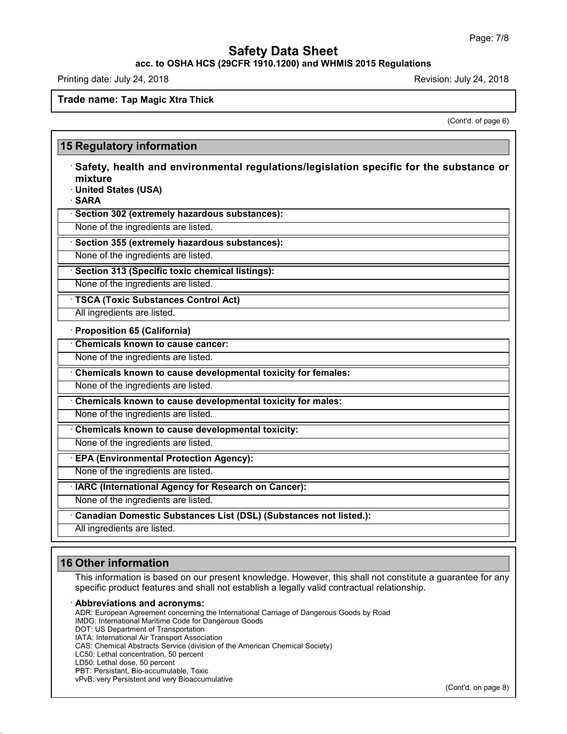**Trade name: Tap Magic Xtra Thick**

(Cont'd. of page 6)

## 15 Regulatory information

· **Safety, health and environmental regulations/legislation specific for the substance or mixture**

· **United States (USA)**

· **SARA**

· **Section 302 (extremely hazardous substances):**

None of the ingredients are listed.

· **Section 355 (extremely hazardous substances):**

None of the ingredients are listed.

· **Section 313 (Specific toxic chemical listings):**

None of the ingredients are listed.

· **TSCA (Toxic Substances Control Act)**

All ingredients are listed.

· **Proposition 65 (California)**

· **Chemicals known to cause cancer:**

None of the ingredients are listed.

· **Chemicals known to cause developmental toxicity for females:**

None of the ingredients are listed.

· **Chemicals known to cause developmental toxicity for males:**

None of the ingredients are listed.

· **Chemicals known to cause developmental toxicity:**

None of the ingredients are listed.

· **EPA (Environmental Protection Agency):**

None of the ingredients are listed.

· **IARC (International Agency for Research on Cancer):**

None of the ingredients are listed.

· **Canadian Domestic Substances List (DSL) (Substances not listed.):**

All ingredients are listed.

## 16 Other information

This information is based on our present knowledge. However, this shall not constitute a guarantee for any specific product features and shall not establish a legally valid contractual relationship.

· **Abbreviations and acronyms:**

ADR: European Agreement concerning the International Carriage of Dangerous Goods by Road
IMDG: International Maritime Code for Dangerous Goods
DOT: US Department of Transportation
IATA: International Air Transport Association
CAS: Chemical Abstracts Service (division of the American Chemical Society)
LC50: Lethal concentration, 50 percent
LD50: Lethal dose, 50 percent
PBT: Persistant, Bio-accumulable, Toxic
vPvB: very Persistent and very Bioaccumulative

(Cont'd. on page 8)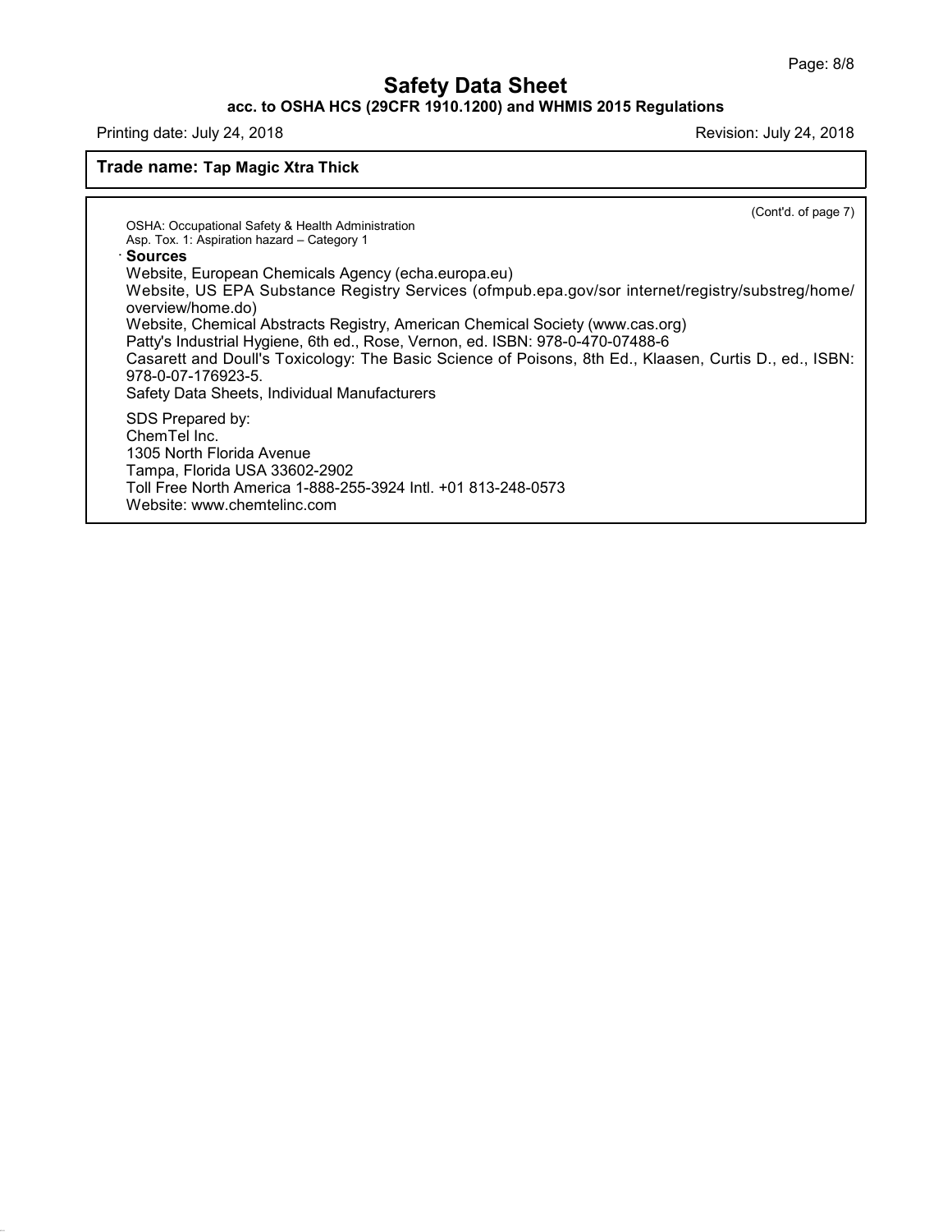# Safety Data Sheet

**acc. to OSHA HCS (29CFR 1910.1200) and WHMIS 2015 Regulations**

Printing date: July 24, 2018 Revision: July 24, 2018

**Trade name: Tap Magic Xtra Thick**

(Cont'd. of page 7)

OSHA: Occupational Safety & Health Administration
Asp. Tox. 1: Aspiration hazard – Category 1

· **Sources**

Website, European Chemicals Agency (echa.europa.eu)
Website, US EPA Substance Registry Services (ofmpub.epa.gov/sor internet/registry/substreg/home/overview/home.do)
Website, Chemical Abstracts Registry, American Chemical Society (www.cas.org)
Patty's Industrial Hygiene, 6th ed., Rose, Vernon, ed. ISBN: 978-0-470-07488-6
Casarett and Doull's Toxicology: The Basic Science of Poisons, 8th Ed., Klaasen, Curtis D., ed., ISBN: 978-0-07-176923-5.
Safety Data Sheets, Individual Manufacturers

SDS Prepared by:
ChemTel Inc.
1305 North Florida Avenue
Tampa, Florida USA 33602-2902
Toll Free North America 1-888-255-3924 Intl. +01 813-248-0573
Website: www.chemtelinc.com